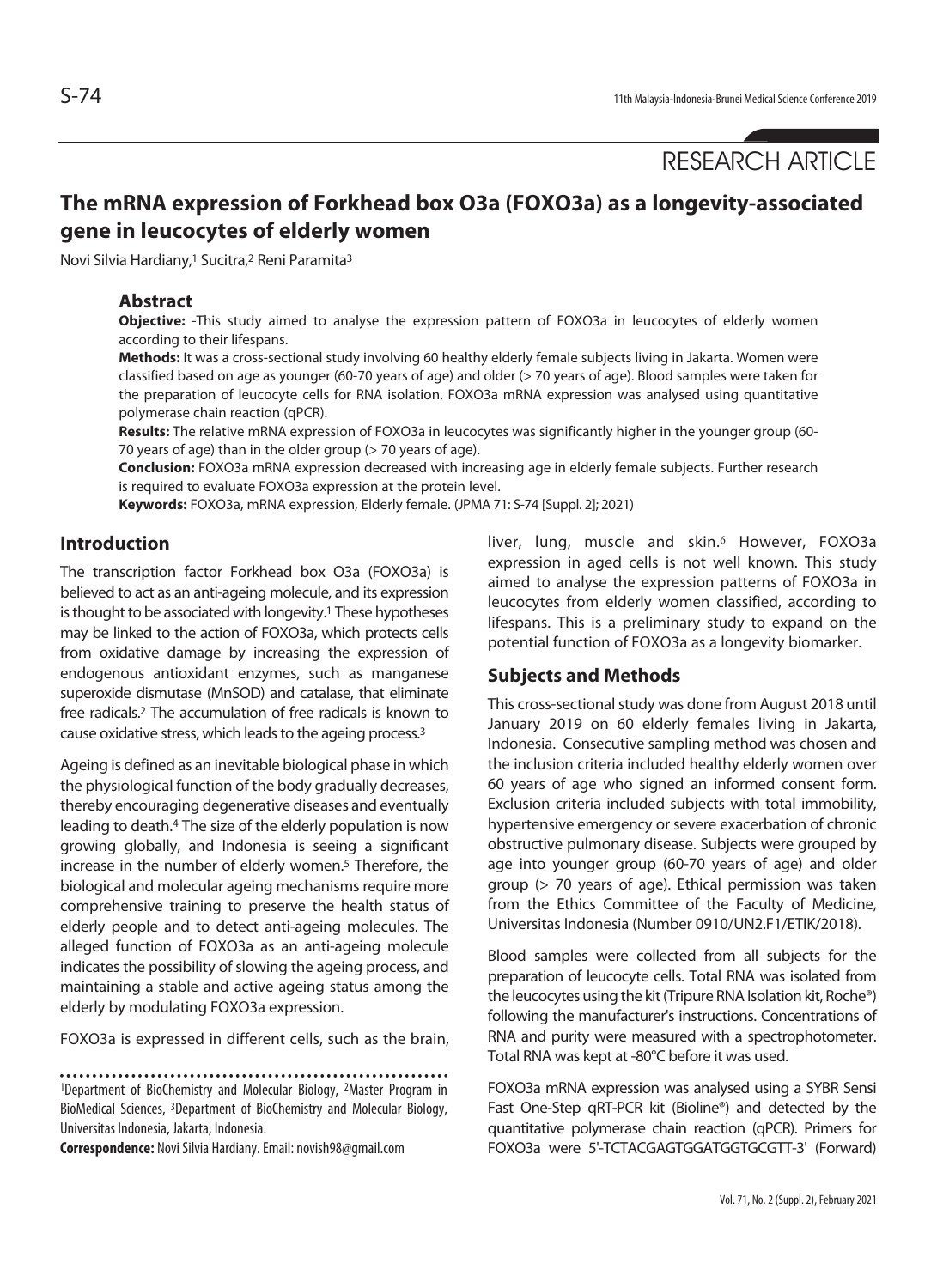RESEARCH ARTICLE

# The mRNA expression of Forkhead box O3a (FOXO3a) as a longevity-associated gene in leucocytes of elderly women

Novi Silvia Hardiany,[1] Sucitra,[2] Reni Paramita[3]

## Abstract

**Objective:** -This study aimed to analyse the expression pattern of FOXO3a in leucocytes of elderly women according to their lifespans.

**Methods:** It was a cross-sectional study involving 60 healthy elderly female subjects living in Jakarta. Women were classified based on age as younger (60-70 years of age) and older (> 70 years of age). Blood samples were taken for the preparation of leucocyte cells for RNA isolation. FOXO3a mRNA expression was analysed using quantitative polymerase chain reaction (qPCR).

**Results:** The relative mRNA expression of FOXO3a in leucocytes was significantly higher in the younger group (60-70 years of age) than in the older group (> 70 years of age).

**Conclusion:** FOXO3a mRNA expression decreased with increasing age in elderly female subjects. Further research is required to evaluate FOXO3a expression at the protein level.

**Keywords:** FOXO3a, mRNA expression, Elderly female. (JPMA 71: S-74 [Suppl. 2]; 2021)

## Introduction

The transcription factor Forkhead box O3a (FOXO3a) is believed to act as an anti-ageing molecule, and its expression is thought to be associated with longevity.[1] These hypotheses may be linked to the action of FOXO3a, which protects cells from oxidative damage by increasing the expression of endogenous antioxidant enzymes, such as manganese superoxide dismutase (MnSOD) and catalase, that eliminate free radicals.[2] The accumulation of free radicals is known to cause oxidative stress, which leads to the ageing process.[3]

Ageing is defined as an inevitable biological phase in which the physiological function of the body gradually decreases, thereby encouraging degenerative diseases and eventually leading to death.[4] The size of the elderly population is now growing globally, and Indonesia is seeing a significant increase in the number of elderly women.[5] Therefore, the biological and molecular ageing mechanisms require more comprehensive training to preserve the health status of elderly people and to detect anti-ageing molecules. The alleged function of FOXO3a as an anti-ageing molecule indicates the possibility of slowing the ageing process, and maintaining a stable and active ageing status among the elderly by modulating FOXO3a expression.

FOXO3a is expressed in different cells, such as the brain, liver, lung, muscle and skin.[6] However, FOXO3a expression in aged cells is not well known. This study aimed to analyse the expression patterns of FOXO3a in leucocytes from elderly women classified, according to lifespans. This is a preliminary study to expand on the potential function of FOXO3a as a longevity biomarker.

## Subjects and Methods

This cross-sectional study was done from August 2018 until January 2019 on 60 elderly females living in Jakarta, Indonesia. Consecutive sampling method was chosen and the inclusion criteria included healthy elderly women over 60 years of age who signed an informed consent form. Exclusion criteria included subjects with total immobility, hypertensive emergency or severe exacerbation of chronic obstructive pulmonary disease. Subjects were grouped by age into younger group (60-70 years of age) and older group (> 70 years of age). Ethical permission was taken from the Ethics Committee of the Faculty of Medicine, Universitas Indonesia (Number 0910/UN2.F1/ETIK/2018).

Blood samples were collected from all subjects for the preparation of leucocyte cells. Total RNA was isolated from the leucocytes using the kit (Tripure RNA Isolation kit, Roche®) following the manufacturer's instructions. Concentrations of RNA and purity were measured with a spectrophotometer. Total RNA was kept at -80°C before it was used.

FOXO3a mRNA expression was analysed using a SYBR Sensi Fast One-Step qRT-PCR kit (Bioline®) and detected by the quantitative polymerase chain reaction (qPCR). Primers for FOXO3a were 5'-TCTACGAGTGGATGGTGCGTT-3' (Forward)

---

[1]Department of BioChemistry and Molecular Biology, [2]Master Program in BioMedical Sciences, [3]Department of BioChemistry and Molecular Biology, Universitas Indonesia, Jakarta, Indonesia.

**Correspondence:** Novi Silvia Hardiany. Email: novish98@gmail.com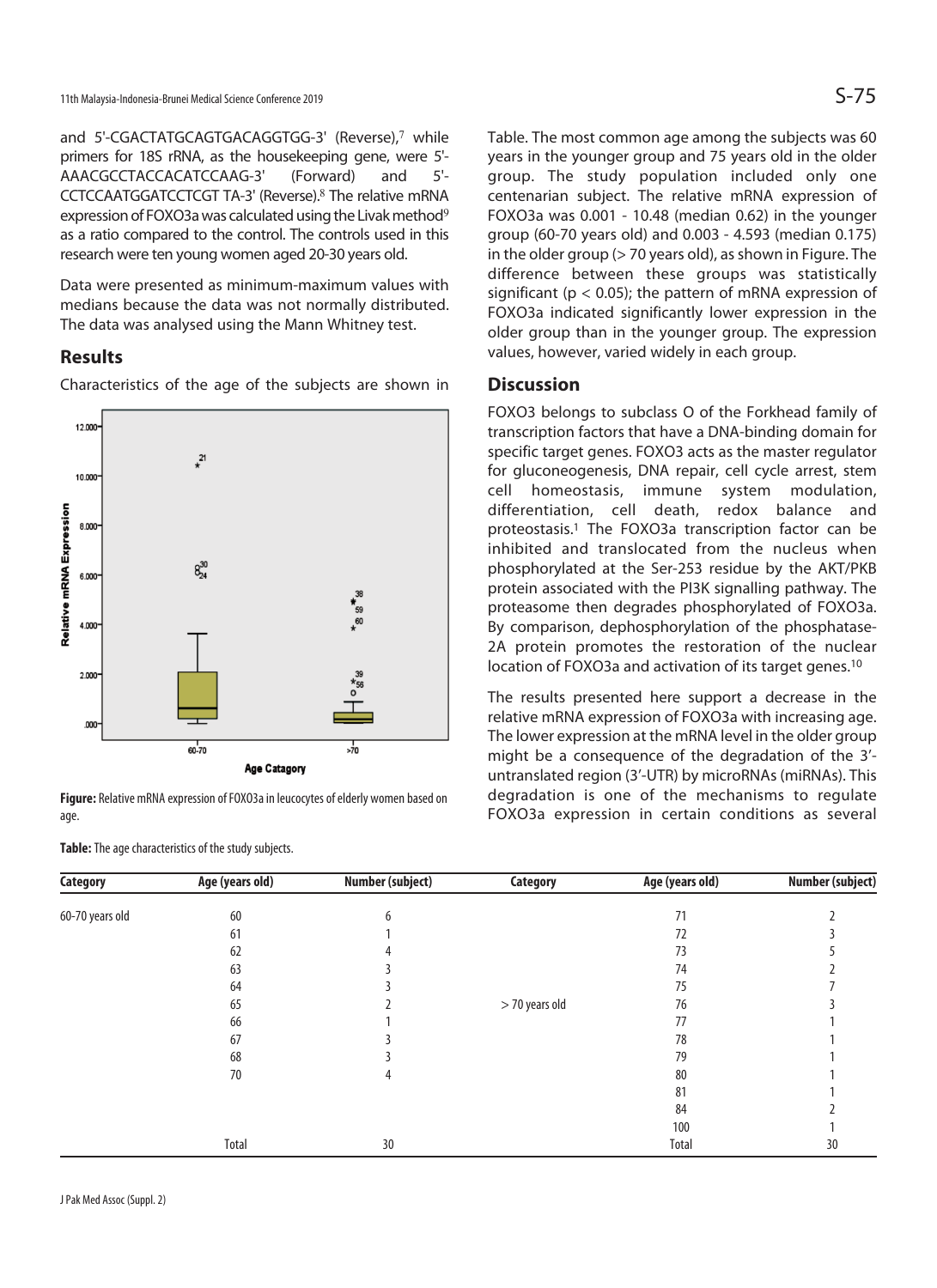and 5'-CGACTATGCAGTGACAGGTGG-3' (Reverse),[7] while primers for 18S rRNA, as the housekeeping gene, were 5'-AAACGCCTACCACATCCAAG-3' (Forward) and 5'-CCTCCAATGGATCCTCGT TA-3' (Reverse).[8] The relative mRNA expression of FOXO3a was calculated using the Livak method[9] as a ratio compared to the control. The controls used in this research were ten young women aged 20-30 years old.

Data were presented as minimum-maximum values with medians because the data was not normally distributed. The data was analysed using the Mann Whitney test.

## Results

Characteristics of the age of the subjects are shown in Table. The most common age among the subjects was 60 years in the younger group and 75 years old in the older group. The study population included only one centenarian subject. The relative mRNA expression of FOXO3a was 0.001 - 10.48 (median 0.62) in the younger group (60-70 years old) and 0.003 - 4.593 (median 0.175) in the older group (> 70 years old), as shown in Figure. The difference between these groups was statistically significant ($p < 0.05$); the pattern of mRNA expression of FOXO3a indicated significantly lower expression in the older group than in the younger group. The expression values, however, varied widely in each group.

**Figure:** Relative mRNA expression of FOXO3a in leucocytes of elderly women based on age.

## Discussion

FOXO3 belongs to subclass O of the Forkhead family of transcription factors that have a DNA-binding domain for specific target genes. FOXO3 acts as the master regulator for gluconeogenesis, DNA repair, cell cycle arrest, stem cell homeostasis, immune system modulation, differentiation, cell death, redox balance and proteostasis.[1] The FOXO3a transcription factor can be inhibited and translocated from the nucleus when phosphorylated at the Ser-253 residue by the AKT/PKB protein associated with the PI3K signalling pathway. The proteasome then degrades phosphorylated of FOXO3a. By comparison, dephosphorylation of the phosphatase-2A protein promotes the restoration of the nuclear location of FOXO3a and activation of its target genes.[10]

The results presented here support a decrease in the relative mRNA expression of FOXO3a with increasing age. The lower expression at the mRNA level in the older group might be a consequence of the degradation of the 3'-untranslated region (3'-UTR) by microRNAs (miRNAs). This degradation is one of the mechanisms to regulate FOXO3a expression in certain conditions as several

**Table:** The age characteristics of the study subjects.

| Category | Age (years old) | Number (subject) | Category | Age (years old) | Number (subject) |
|---|---|---|---|---|---|
| 60-70 years old | 60 | 6 | | 71 | 2 |
| | 61 | 1 | | 72 | 3 |
| | 62 | 4 | | 73 | 5 |
| | 63 | 3 | | 74 | 2 |
| | 64 | 3 | | 75 | 7 |
| | 65 | 2 | > 70 years old | 76 | 3 |
| | 66 | 1 | | 77 | 1 |
| | 67 | 3 | | 78 | 1 |
| | 68 | 3 | | 79 | 1 |
| | 70 | 4 | | 80 | 1 |
| | | | | 81 | 1 |
| | | | | 84 | 2 |
| | | | | 100 | 1 |
| | Total | 30 | | Total | 30 |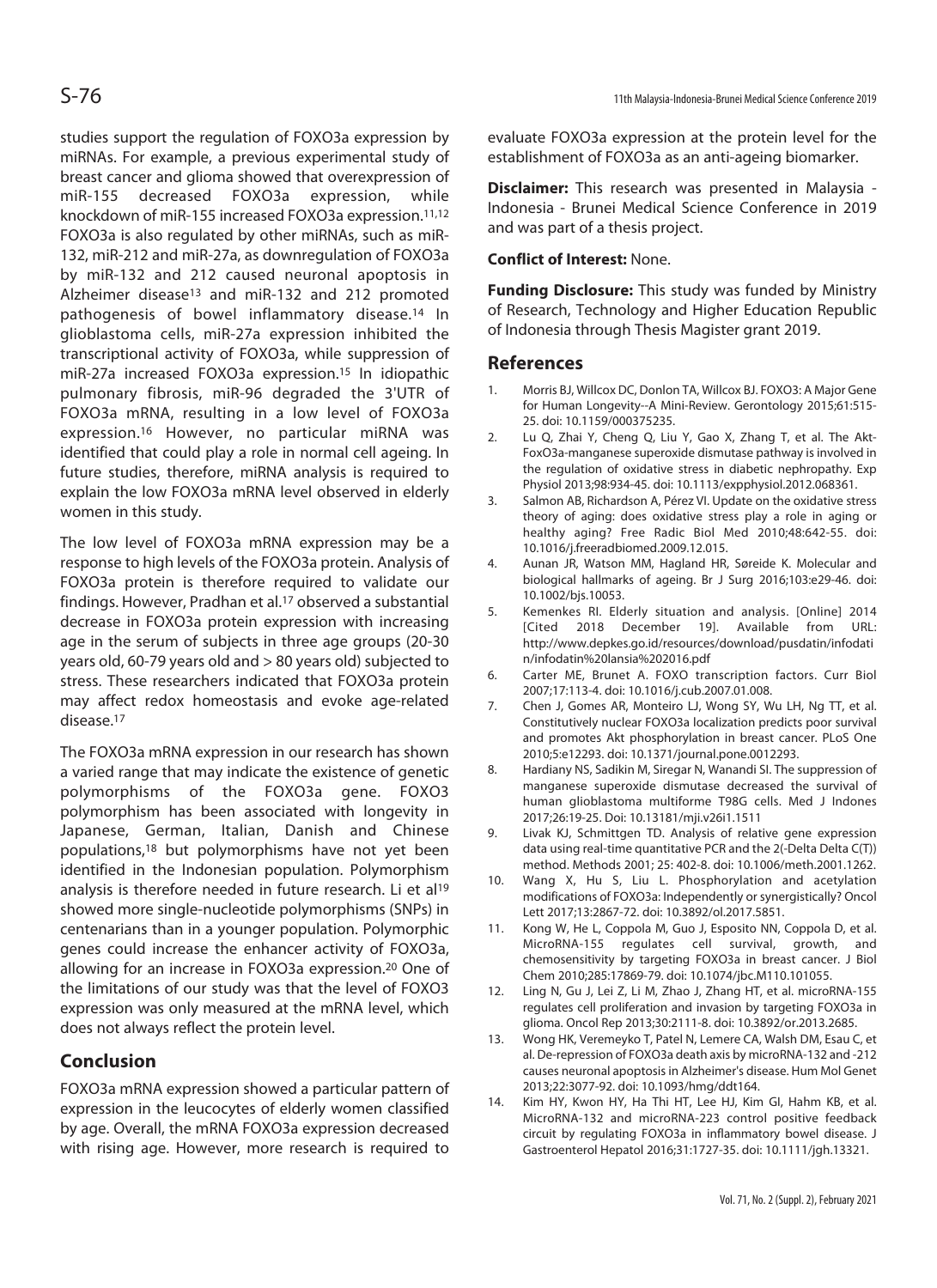studies support the regulation of FOXO3a expression by miRNAs. For example, a previous experimental study of breast cancer and glioma showed that overexpression of miR-155 decreased FOXO3a expression, while knockdown of miR-155 increased FOXO3a expression.[11,12] FOXO3a is also regulated by other miRNAs, such as miR-132, miR-212 and miR-27a, as downregulation of FOXO3a by miR-132 and 212 caused neuronal apoptosis in Alzheimer disease[13] and miR-132 and 212 promoted pathogenesis of bowel inflammatory disease.[14] In glioblastoma cells, miR-27a expression inhibited the transcriptional activity of FOXO3a, while suppression of miR-27a increased FOXO3a expression.[15] In idiopathic pulmonary fibrosis, miR-96 degraded the 3'UTR of FOXO3a mRNA, resulting in a low level of FOXO3a expression.[16] However, no particular miRNA was identified that could play a role in normal cell ageing. In future studies, therefore, miRNA analysis is required to explain the low FOXO3a mRNA level observed in elderly women in this study.

The low level of FOXO3a mRNA expression may be a response to high levels of the FOXO3a protein. Analysis of FOXO3a protein is therefore required to validate our findings. However, Pradhan et al.[17] observed a substantial decrease in FOXO3a protein expression with increasing age in the serum of subjects in three age groups (20-30 years old, 60-79 years old and > 80 years old) subjected to stress. These researchers indicated that FOXO3a protein may affect redox homeostasis and evoke age-related disease.[17]

The FOXO3a mRNA expression in our research has shown a varied range that may indicate the existence of genetic polymorphisms of the FOXO3a gene. FOXO3 polymorphism has been associated with longevity in Japanese, German, Italian, Danish and Chinese populations,[18] but polymorphisms have not yet been identified in the Indonesian population. Polymorphism analysis is therefore needed in future research. Li et al[19] showed more single-nucleotide polymorphisms (SNPs) in centenarians than in a younger population. Polymorphic genes could increase the enhancer activity of FOXO3a, allowing for an increase in FOXO3a expression.[20] One of the limitations of our study was that the level of FOXO3 expression was only measured at the mRNA level, which does not always reflect the protein level.

## Conclusion

FOXO3a mRNA expression showed a particular pattern of expression in the leucocytes of elderly women classified by age. Overall, the mRNA FOXO3a expression decreased with rising age. However, more research is required to evaluate FOXO3a expression at the protein level for the establishment of FOXO3a as an anti-ageing biomarker.

**Disclaimer:** This research was presented in Malaysia - Indonesia - Brunei Medical Science Conference in 2019 and was part of a thesis project.

**Conflict of Interest:** None.

**Funding Disclosure:** This study was funded by Ministry of Research, Technology and Higher Education Republic of Indonesia through Thesis Magister grant 2019.

## References

1. Morris BJ, Willcox DC, Donlon TA, Willcox BJ. FOXO3: A Major Gene for Human Longevity--A Mini-Review. Gerontology 2015;61:515-25. doi: 10.1159/000375235.
2. Lu Q, Zhai Y, Cheng Q, Liu Y, Gao X, Zhang T, et al. The Akt-FoxO3a-manganese superoxide dismutase pathway is involved in the regulation of oxidative stress in diabetic nephropathy. Exp Physiol 2013;98:934-45. doi: 10.1113/expphysiol.2012.068361.
3. Salmon AB, Richardson A, Pérez VI. Update on the oxidative stress theory of aging: does oxidative stress play a role in aging or healthy aging? Free Radic Biol Med 2010;48:642-55. doi: 10.1016/j.freeradbiomed.2009.12.015.
4. Aunan JR, Watson MM, Hagland HR, Søreide K. Molecular and biological hallmarks of ageing. Br J Surg 2016;103:e29-46. doi: 10.1002/bjs.10053.
5. Kemenkes RI. Elderly situation and analysis. [Online] 2014 [Cited 2018 December 19]. Available from URL: http://www.depkes.go.id/resources/download/pusdatin/infodatin/infodatin%20lansia%202016.pdf
6. Carter ME, Brunet A. FOXO transcription factors. Curr Biol 2007;17:113-4. doi: 10.1016/j.cub.2007.01.008.
7. Chen J, Gomes AR, Monteiro LJ, Wong SY, Wu LH, Ng TT, et al. Constitutively nuclear FOXO3a localization predicts poor survival and promotes Akt phosphorylation in breast cancer. PLoS One 2010;5:e12293. doi: 10.1371/journal.pone.0012293.
8. Hardiany NS, Sadikin M, Siregar N, Wanandi SI. The suppression of manganese superoxide dismutase decreased the survival of human glioblastoma multiforme T98G cells. Med J Indones 2017;26:19-25. Doi: 10.13181/mji.v26i1.1511
9. Livak KJ, Schmittgen TD. Analysis of relative gene expression data using real-time quantitative PCR and the 2(-Delta Delta C(T)) method. Methods 2001; 25: 402-8. doi: 10.1006/meth.2001.1262.
10. Wang X, Hu S, Liu L. Phosphorylation and acetylation modifications of FOXO3a: Independently or synergistically? Oncol Lett 2017;13:2867-72. doi: 10.3892/ol.2017.5851.
11. Kong W, He L, Coppola M, Guo J, Esposito NN, Coppola D, et al. MicroRNA-155 regulates cell survival, growth, and chemosensitivity by targeting FOXO3a in breast cancer. J Biol Chem 2010;285:17869-79. doi: 10.1074/jbc.M110.101055.
12. Ling N, Gu J, Lei Z, Li M, Zhao J, Zhang HT, et al. microRNA-155 regulates cell proliferation and invasion by targeting FOXO3a in glioma. Oncol Rep 2013;30:2111-8. doi: 10.3892/or.2013.2685.
13. Wong HK, Veremeyko T, Patel N, Lemere CA, Walsh DM, Esau C, et al. De-repression of FOXO3a death axis by microRNA-132 and -212 causes neuronal apoptosis in Alzheimer's disease. Hum Mol Genet 2013;22:3077-92. doi: 10.1093/hmg/ddt164.
14. Kim HY, Kwon HY, Ha Thi HT, Lee HJ, Kim GI, Hahm KB, et al. MicroRNA-132 and microRNA-223 control positive feedback circuit by regulating FOXO3a in inflammatory bowel disease. J Gastroenterol Hepatol 2016;31:1727-35. doi: 10.1111/jgh.13321.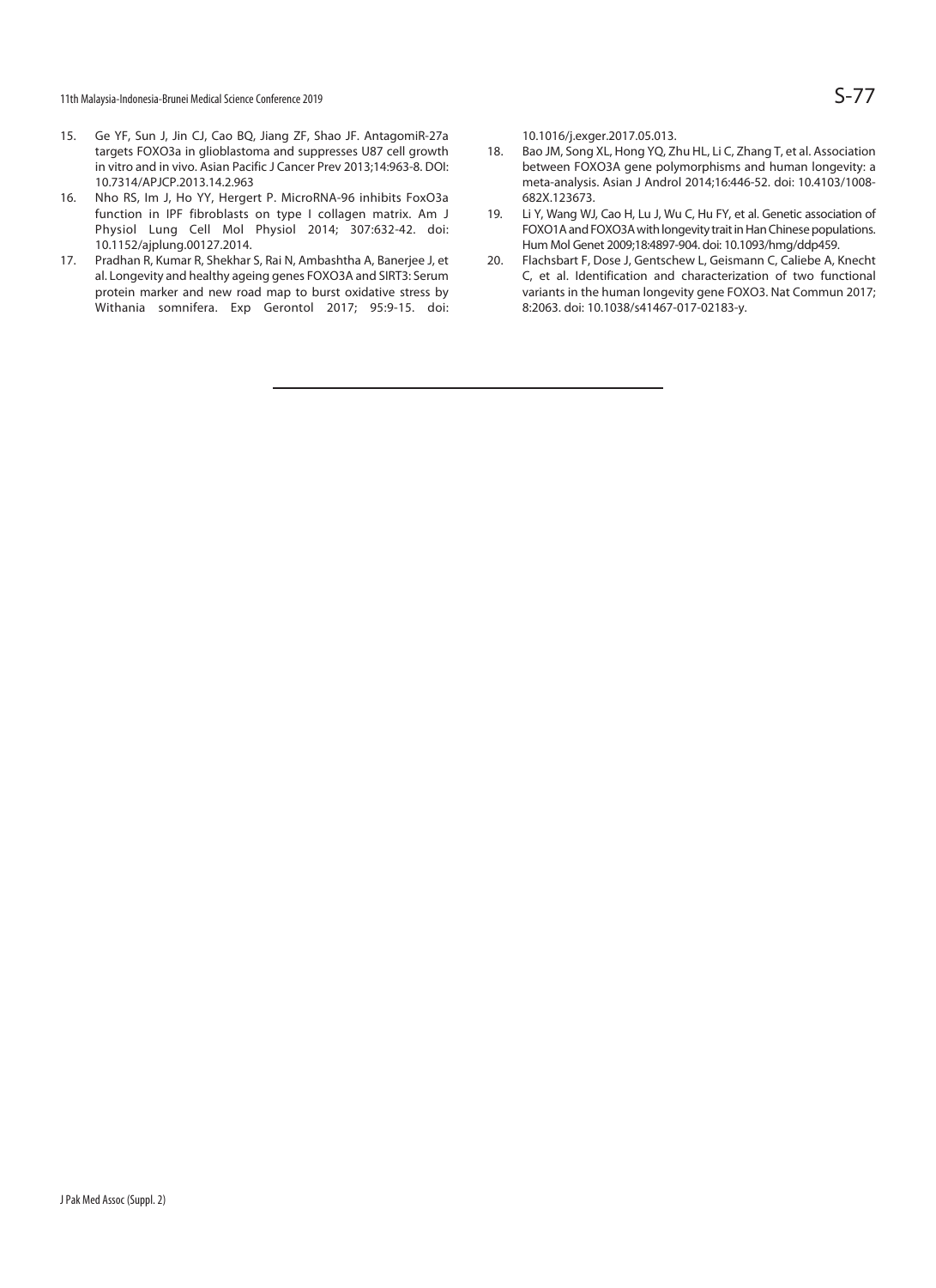15. Ge YF, Sun J, Jin CJ, Cao BQ, Jiang ZF, Shao JF. AntagomiR-27a targets FOXO3a in glioblastoma and suppresses U87 cell growth in vitro and in vivo. Asian Pacific J Cancer Prev 2013;14:963-8. DOI: 10.7314/APJCP.2013.14.2.963
16. Nho RS, Im J, Ho YY, Hergert P. MicroRNA-96 inhibits FoxO3a function in IPF fibroblasts on type I collagen matrix. Am J Physiol Lung Cell Mol Physiol 2014; 307:632-42. doi: 10.1152/ajplung.00127.2014.
17. Pradhan R, Kumar R, Shekhar S, Rai N, Ambashtha A, Banerjee J, et al. Longevity and healthy ageing genes FOXO3A and SIRT3: Serum protein marker and new road map to burst oxidative stress by Withania somnifera. Exp Gerontol 2017; 95:9-15. doi: 10.1016/j.exger.2017.05.013.
18. Bao JM, Song XL, Hong YQ, Zhu HL, Li C, Zhang T, et al. Association between FOXO3A gene polymorphisms and human longevity: a meta-analysis. Asian J Androl 2014;16:446-52. doi: 10.4103/1008-682X.123673.
19. Li Y, Wang WJ, Cao H, Lu J, Wu C, Hu FY, et al. Genetic association of FOXO1A and FOXO3A with longevity trait in Han Chinese populations. Hum Mol Genet 2009;18:4897-904. doi: 10.1093/hmg/ddp459.
20. Flachsbart F, Dose J, Gentschew L, Geismann C, Caliebe A, Knecht C, et al. Identification and characterization of two functional variants in the human longevity gene FOXO3. Nat Commun 2017; 8:2063. doi: 10.1038/s41467-017-02183-y.